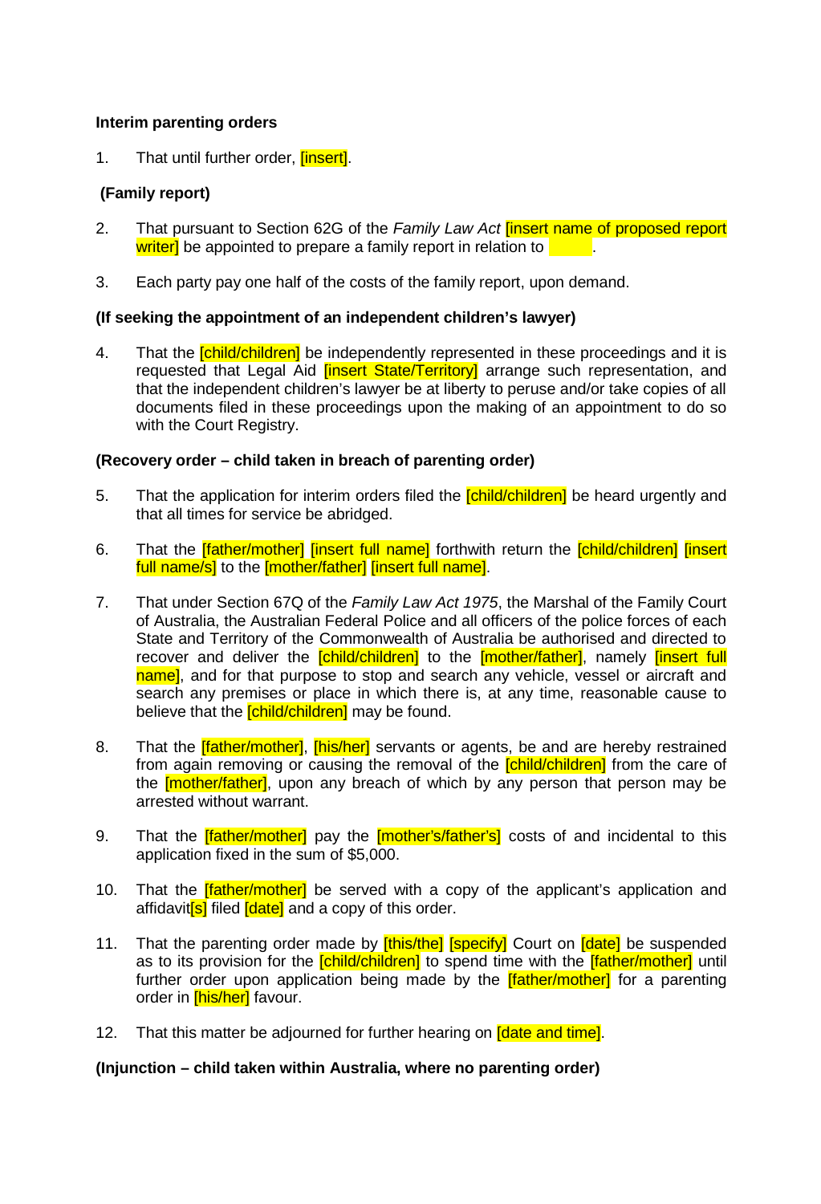**Interim parenting orders**

1. That until further order, [insert].

**(Family report)**

2. That pursuant to Section 62G of the *Family Law Act* [insert name of proposed report writer] be appointed to prepare a family report in relation to .

3. Each party pay one half of the costs of the family report, upon demand.

**(If seeking the appointment of an independent children's lawyer)**

4. That the [child/children] be independently represented in these proceedings and it is requested that Legal Aid [insert State/Territory] arrange such representation, and that the independent children's lawyer be at liberty to peruse and/or take copies of all documents filed in these proceedings upon the making of an appointment to do so with the Court Registry.

**(Recovery order – child taken in breach of parenting order)**

5. That the application for interim orders filed the [child/children] be heard urgently and that all times for service be abridged.

6. That the [father/mother] [insert full name] forthwith return the [child/children] [insert full name/s] to the [mother/father] [insert full name].

7. That under Section 67Q of the *Family Law Act 1975*, the Marshal of the Family Court of Australia, the Australian Federal Police and all officers of the police forces of each State and Territory of the Commonwealth of Australia be authorised and directed to recover and deliver the [child/children] to the [mother/father], namely [insert full name], and for that purpose to stop and search any vehicle, vessel or aircraft and search any premises or place in which there is, at any time, reasonable cause to believe that the [child/children] may be found.

8. That the [father/mother], [his/her] servants or agents, be and are hereby restrained from again removing or causing the removal of the [child/children] from the care of the [mother/father], upon any breach of which by any person that person may be arrested without warrant.

9. That the [father/mother] pay the [mother's/father's] costs of and incidental to this application fixed in the sum of $5,000.

10. That the [father/mother] be served with a copy of the applicant's application and affidavit[s] filed [date] and a copy of this order.

11. That the parenting order made by [this/the] [specify] Court on [date] be suspended as to its provision for the [child/children] to spend time with the [father/mother] until further order upon application being made by the [father/mother] for a parenting order in [his/her] favour.

12. That this matter be adjourned for further hearing on [date and time].

**(Injunction – child taken within Australia, where no parenting order)**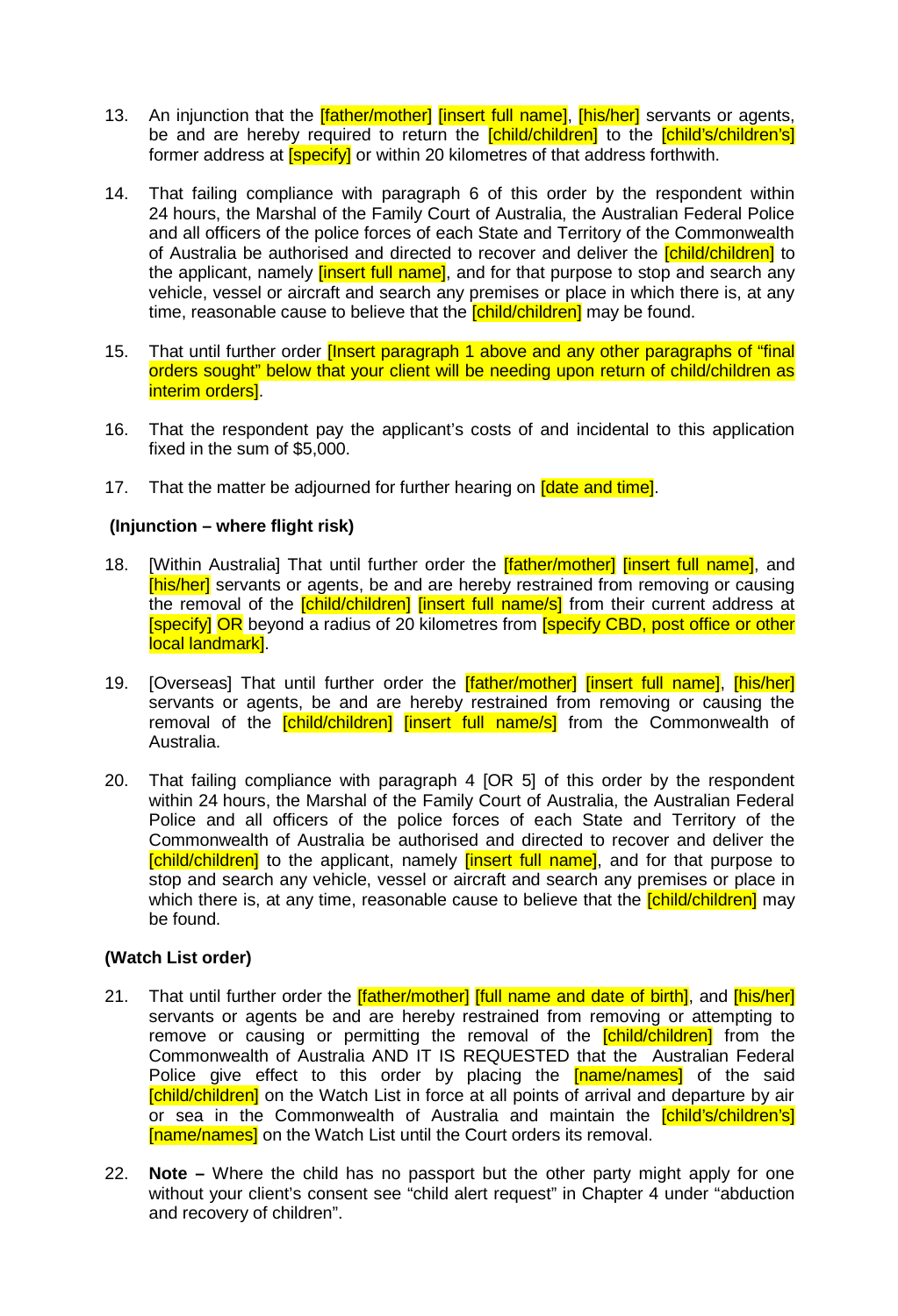13. An injunction that the [father/mother] [insert full name], [his/her] servants or agents, be and are hereby required to return the [child/children] to the [child's/children's] former address at [specify] or within 20 kilometres of that address forthwith.

14. That failing compliance with paragraph 6 of this order by the respondent within 24 hours, the Marshal of the Family Court of Australia, the Australian Federal Police and all officers of the police forces of each State and Territory of the Commonwealth of Australia be authorised and directed to recover and deliver the [child/children] to the applicant, namely [insert full name], and for that purpose to stop and search any vehicle, vessel or aircraft and search any premises or place in which there is, at any time, reasonable cause to believe that the [child/children] may be found.

15. That until further order [Insert paragraph 1 above and any other paragraphs of "final orders sought" below that your client will be needing upon return of child/children as interim orders].

16. That the respondent pay the applicant's costs of and incidental to this application fixed in the sum of $5,000.

17. That the matter be adjourned for further hearing on [date and time].

**(Injunction – where flight risk)**

18. [Within Australia] That until further order the [father/mother] [insert full name], and [his/her] servants or agents, be and are hereby restrained from removing or causing the removal of the [child/children] [insert full name/s] from their current address at [specify] OR beyond a radius of 20 kilometres from [specify CBD, post office or other local landmark].

19. [Overseas] That until further order the [father/mother] [insert full name], [his/her] servants or agents, be and are hereby restrained from removing or causing the removal of the [child/children] [insert full name/s] from the Commonwealth of Australia.

20. That failing compliance with paragraph 4 [OR 5] of this order by the respondent within 24 hours, the Marshal of the Family Court of Australia, the Australian Federal Police and all officers of the police forces of each State and Territory of the Commonwealth of Australia be authorised and directed to recover and deliver the [child/children] to the applicant, namely [insert full name], and for that purpose to stop and search any vehicle, vessel or aircraft and search any premises or place in which there is, at any time, reasonable cause to believe that the [child/children] may be found.

**(Watch List order)**

21. That until further order the [father/mother] [full name and date of birth], and [his/her] servants or agents be and are hereby restrained from removing or attempting to remove or causing or permitting the removal of the [child/children] from the Commonwealth of Australia AND IT IS REQUESTED that the Australian Federal Police give effect to this order by placing the [name/names] of the said [child/children] on the Watch List in force at all points of arrival and departure by air or sea in the Commonwealth of Australia and maintain the [child's/children's] [name/names] on the Watch List until the Court orders its removal.

22. **Note –** Where the child has no passport but the other party might apply for one without your client's consent see "child alert request" in Chapter 4 under "abduction and recovery of children".